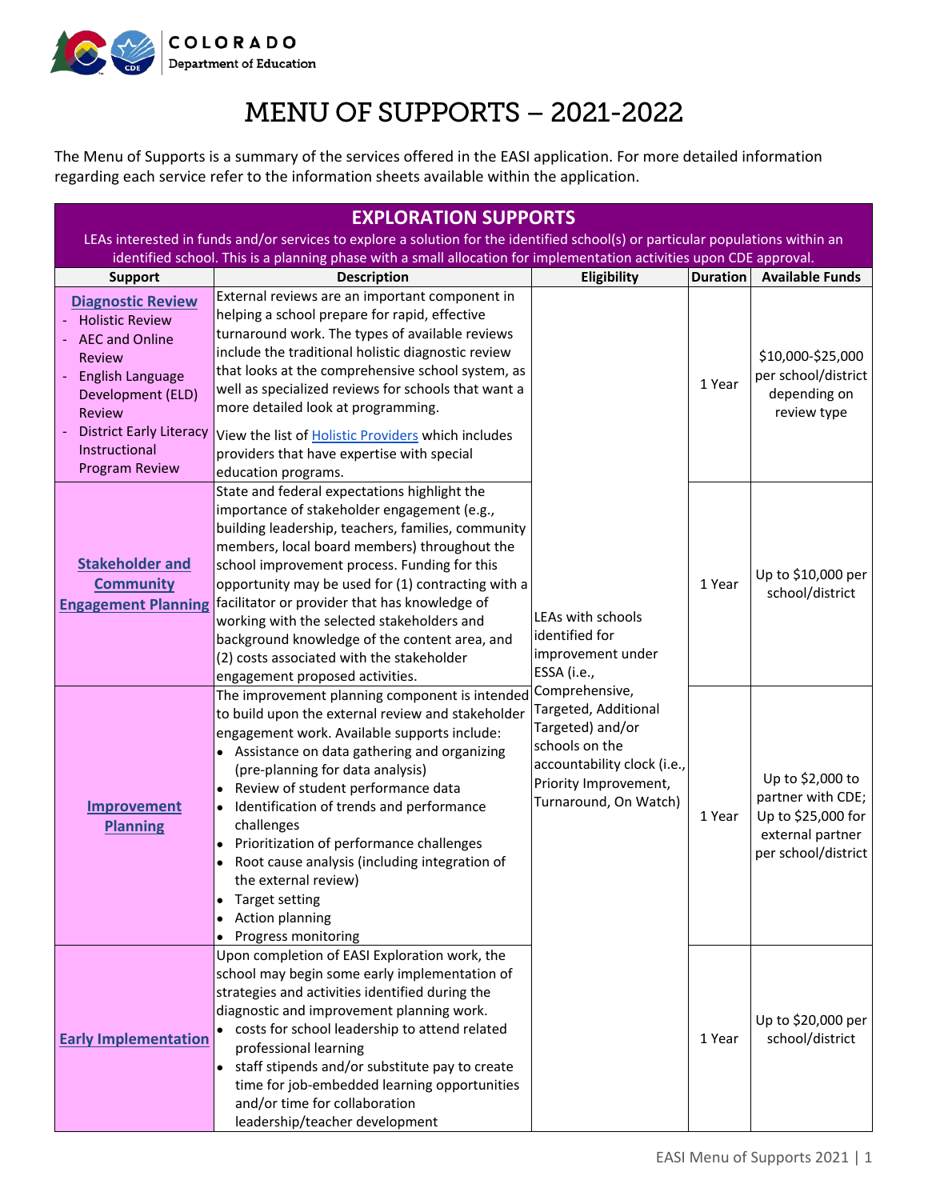COLORADO
Department of Education

# MENU OF SUPPORTS – 2021-2022

The Menu of Supports is a summary of the services offered in the EASI application. For more detailed information regarding each service refer to the information sheets available within the application.

## EXPLORATION SUPPORTS

LEAs interested in funds and/or services to explore a solution for the identified school(s) or particular populations within an identified school. This is a planning phase with a small allocation for implementation activities upon CDE approval.

| Support | Description | Eligibility | Duration | Available Funds |
|---|---|---|---|---|
| **Diagnostic Review**<br>- Holistic Review<br>- AEC and Online Review<br>- English Language Development (ELD) Review<br>- District Early Literacy Instructional Program Review | External reviews are an important component in helping a school prepare for rapid, effective turnaround work. The types of available reviews include the traditional holistic diagnostic review that looks at the comprehensive school system, as well as specialized reviews for schools that want a more detailed look at programming.<br><br>View the list of Holistic Providers which includes providers that have expertise with special education programs. | LEAs with schools identified for improvement under ESSA (i.e., Comprehensive, Targeted, Additional Targeted) and/or schools on the accountability clock (i.e., Priority Improvement, Turnaround, On Watch) | 1 Year | $10,000-$25,000 per school/district depending on review type |
| **Stakeholder and Community Engagement Planning** | State and federal expectations highlight the importance of stakeholder engagement (e.g., building leadership, teachers, families, community members, local board members) throughout the school improvement process. Funding for this opportunity may be used for (1) contracting with a facilitator or provider that has knowledge of working with the selected stakeholders and background knowledge of the content area, and (2) costs associated with the stakeholder engagement proposed activities. | | 1 Year | Up to $10,000 per school/district |
| **Improvement Planning** | The improvement planning component is intended to build upon the external review and stakeholder engagement work. Available supports include:<br>• Assistance on data gathering and organizing (pre-planning for data analysis)<br>• Review of student performance data<br>• Identification of trends and performance challenges<br>• Prioritization of performance challenges<br>• Root cause analysis (including integration of the external review)<br>• Target setting<br>• Action planning<br>• Progress monitoring | | 1 Year | Up to $2,000 to partner with CDE; Up to $25,000 for external partner per school/district |
| **Early Implementation** | Upon completion of EASI Exploration work, the school may begin some early implementation of strategies and activities identified during the diagnostic and improvement planning work.<br>• costs for school leadership to attend related professional learning<br>• staff stipends and/or substitute pay to create time for job-embedded learning opportunities and/or time for collaboration leadership/teacher development | | 1 Year | Up to $20,000 per school/district |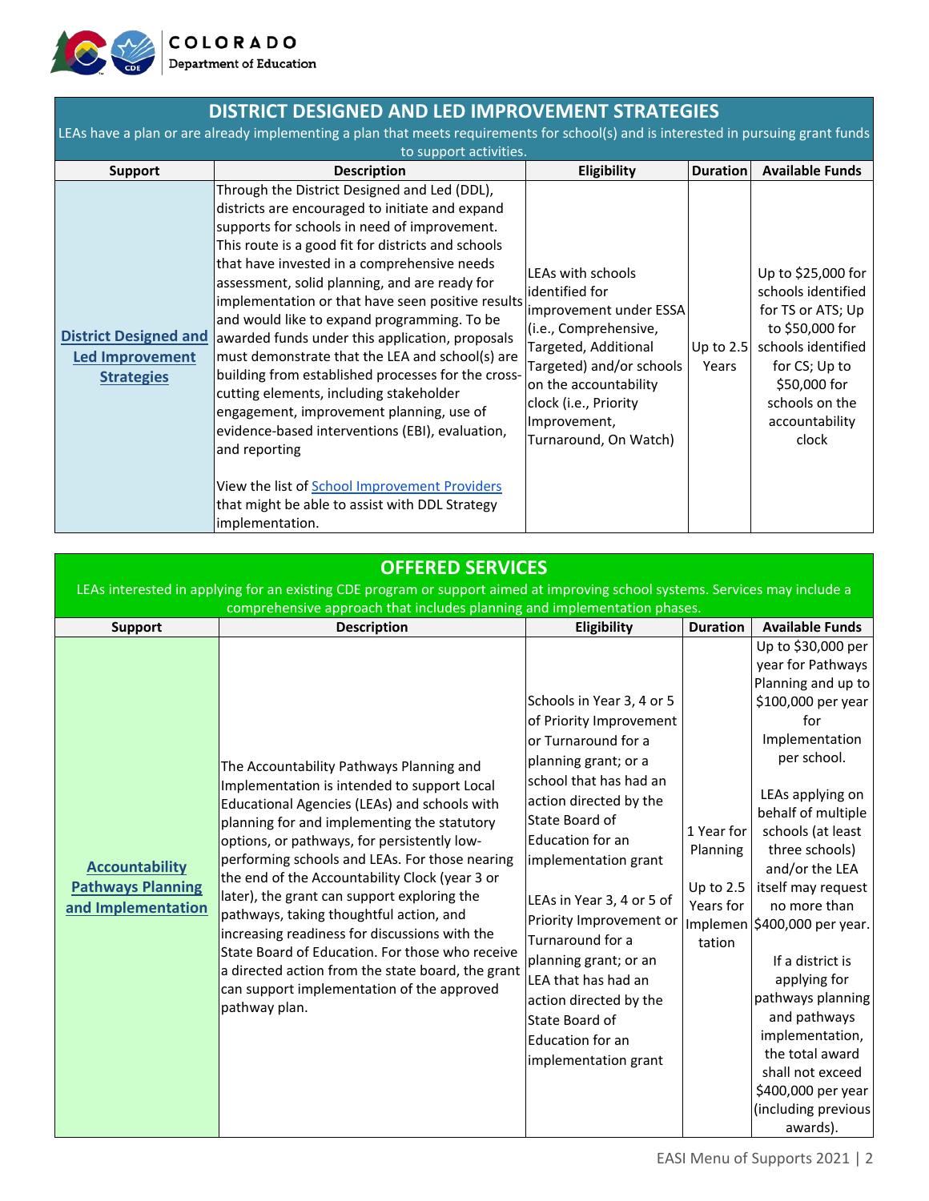## DISTRICT DESIGNED AND LED IMPROVEMENT STRATEGIES

LEAs have a plan or are already implementing a plan that meets requirements for school(s) and is interested in pursuing grant funds to support activities.

| Support | Description | Eligibility | Duration | Available Funds |
|---|---|---|---|---|
| District Designed and Led Improvement Strategies | Through the District Designed and Led (DDL), districts are encouraged to initiate and expand supports for schools in need of improvement. This route is a good fit for districts and schools that have invested in a comprehensive needs assessment, solid planning, and are ready for implementation or that have seen positive results and would like to expand programming. To be awarded funds under this application, proposals must demonstrate that the LEA and school(s) are building from established processes for the cross-cutting elements, including stakeholder engagement, improvement planning, use of evidence-based interventions (EBI), evaluation, and reporting<br><br>View the list of School Improvement Providers that might be able to assist with DDL Strategy implementation. | LEAs with schools identified for improvement under ESSA (i.e., Comprehensive, Targeted, Additional Targeted) and/or schools on the accountability clock (i.e., Priority Improvement, Turnaround, On Watch) | Up to 2.5 Years | Up to $25,000 for schools identified for TS or ATS; Up to $50,000 for schools identified for CS; Up to $50,000 for schools on the accountability clock |

## OFFERED SERVICES

LEAs interested in applying for an existing CDE program or support aimed at improving school systems. Services may include a comprehensive approach that includes planning and implementation phases.

| Support | Description | Eligibility | Duration | Available Funds |
|---|---|---|---|---|
| Accountability Pathways Planning and Implementation | The Accountability Pathways Planning and Implementation is intended to support Local Educational Agencies (LEAs) and schools with planning for and implementing the statutory options, or pathways, for persistently low-performing schools and LEAs. For those nearing the end of the Accountability Clock (year 3 or later), the grant can support exploring the pathways, taking thoughtful action, and increasing readiness for discussions with the State Board of Education. For those who receive a directed action from the state board, the grant can support implementation of the approved pathway plan. | Schools in Year 3, 4 or 5 of Priority Improvement or Turnaround for a planning grant; or a school that has had an action directed by the State Board of Education for an implementation grant<br><br>LEAs in Year 3, 4 or 5 of Priority Improvement or Turnaround for a planning grant; or an LEA that has had an action directed by the State Board of Education for an implementation grant | 1 Year for Planning<br><br>Up to 2.5 Years for Implementation | Up to $30,000 per year for Pathways Planning and up to $100,000 per year for Implementation per school.<br><br>LEAs applying on behalf of multiple schools (at least three schools) and/or the LEA itself may request no more than $400,000 per year.<br><br>If a district is applying for pathways planning and pathways implementation, the total award shall not exceed $400,000 per year (including previous awards). |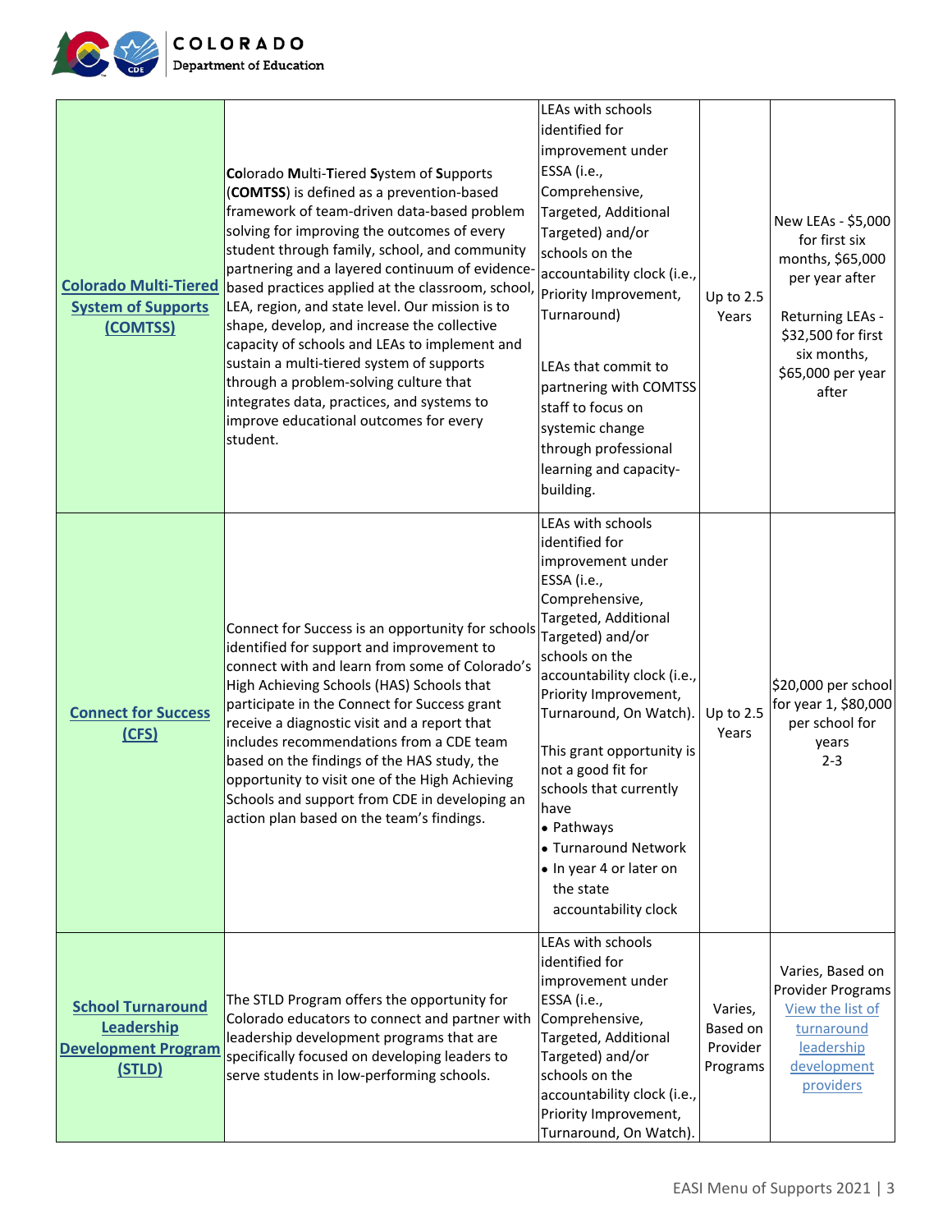| | | | | |
|---|---|---|---|---|
| **Colorado Multi-Tiered System of Supports (COMTSS)** | **Co**lorado **M**ulti-**T**iered **S**ystem of **S**upports (**COMTSS**) is defined as a prevention-based framework of team-driven data-based problem solving for improving the outcomes of every student through family, school, and community partnering and a layered continuum of evidence-based practices applied at the classroom, school, LEA, region, and state level. Our mission is to shape, develop, and increase the collective capacity of schools and LEAs to implement and sustain a multi-tiered system of supports through a problem-solving culture that integrates data, practices, and systems to improve educational outcomes for every student. | LEAs with schools identified for improvement under ESSA (i.e., Comprehensive, Targeted, Additional Targeted) and/or schools on the accountability clock (i.e., Priority Improvement, Turnaround)<br><br>LEAs that commit to partnering with COMTSS staff to focus on systemic change through professional learning and capacity-building. | Up to 2.5 Years | New LEAs - $5,000 for first six months, $65,000 per year after<br><br>Returning LEAs - $32,500 for first six months, $65,000 per year after |
| **Connect for Success (CFS)** | Connect for Success is an opportunity for schools identified for support and improvement to connect with and learn from some of Colorado's High Achieving Schools (HAS) Schools that participate in the Connect for Success grant receive a diagnostic visit and a report that includes recommendations from a CDE team based on the findings of the HAS study, the opportunity to visit one of the High Achieving Schools and support from CDE in developing an action plan based on the team's findings. | LEAs with schools identified for improvement under ESSA (i.e., Comprehensive, Targeted, Additional Targeted) and/or schools on the accountability clock (i.e., Priority Improvement, Turnaround, On Watch).<br><br>This grant opportunity is not a good fit for schools that currently have<br>• Pathways<br>• Turnaround Network<br>• In year 4 or later on the accountability clock | Up to 2.5 Years | $20,000 per school for year 1, $80,000 per school for years 2-3 |
| **School Turnaround Leadership Development Program (STLD)** | The STLD Program offers the opportunity for Colorado educators to connect and partner with leadership development programs that are specifically focused on developing leaders to serve students in low-performing schools. | LEAs with schools identified for improvement under ESSA (i.e., Comprehensive, Targeted, Additional Targeted) and/or schools on the accountability clock (i.e., Priority Improvement, Turnaround, On Watch). | Varies, Based on Provider Programs | Varies, Based on Provider Programs View the list of turnaround leadership development providers |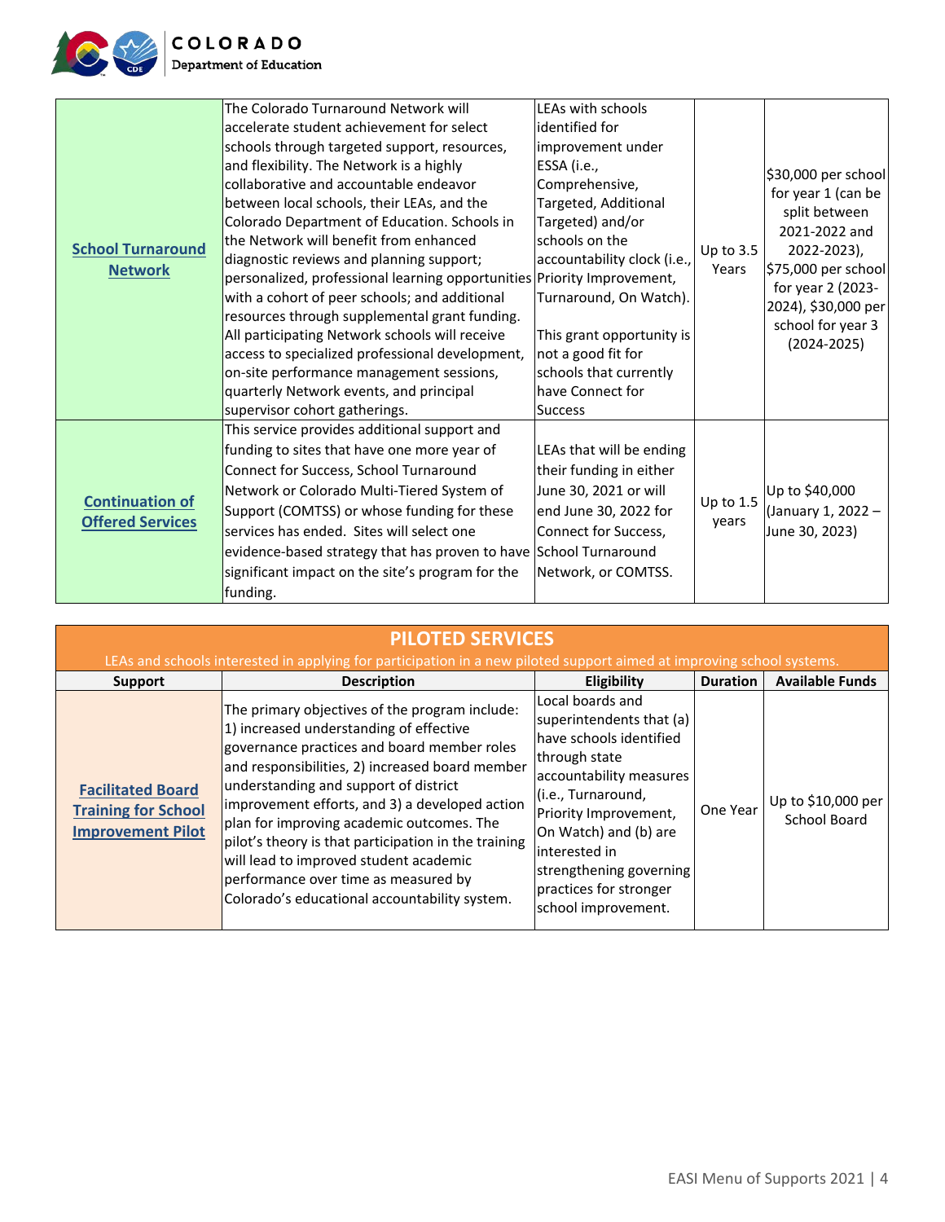| | | | | |
|---|---|---|---|---|
| School Turnaround Network | The Colorado Turnaround Network will accelerate student achievement for select schools through targeted support, resources, and flexibility. The Network is a highly collaborative and accountable endeavor between local schools, their LEAs, and the Colorado Department of Education. Schools in the Network will benefit from enhanced diagnostic reviews and planning support; personalized, professional learning opportunities with a cohort of peer schools; and additional resources through supplemental grant funding. All participating Network schools will receive access to specialized professional development, on-site performance management sessions, quarterly Network events, and principal supervisor cohort gatherings. | LEAs with schools identified for improvement under ESSA (i.e., Comprehensive, Targeted, Additional Targeted) and/or schools on the accountability clock (i.e., Priority Improvement, Turnaround, On Watch).<br><br>This grant opportunity is not a good fit for schools that currently have Connect for Success | Up to 3.5 Years | \$30,000 per school for year 1 (can be split between 2021-2022 and 2022-2023), \$75,000 per school for year 2 (2023-2024), \$30,000 per school for year 3 (2024-2025) |
| Continuation of Offered Services | This service provides additional support and funding to sites that have one more year of Connect for Success, School Turnaround Network or Colorado Multi-Tiered System of Support (COMTSS) or whose funding for these services has ended. Sites will select one evidence-based strategy that has proven to have significant impact on the site's program for the funding. | LEAs that will be ending their funding in either June 30, 2021 or will end June 30, 2022 for Connect for Success, School Turnaround Network, or COMTSS. | Up to 1.5 years | Up to \$40,000 (January 1, 2022 – June 30, 2023) |

## PILOTED SERVICES

LEAs and schools interested in applying for participation in a new piloted support aimed at improving school systems.

| Support | Description | Eligibility | Duration | Available Funds |
|---|---|---|---|---|
| Facilitated Board Training for School Improvement Pilot | The primary objectives of the program include: 1) increased understanding of effective governance practices and board member roles and responsibilities, 2) increased board member understanding and support of district improvement efforts, and 3) a developed action plan for improving academic outcomes. The pilot's theory is that participation in the training will lead to improved student academic performance over time as measured by Colorado's educational accountability system. | Local boards and superintendents that (a) have schools identified through state accountability measures (i.e., Turnaround, Priority Improvement, On Watch) and (b) are interested in strengthening governing practices for stronger school improvement. | One Year | Up to \$10,000 per School Board |